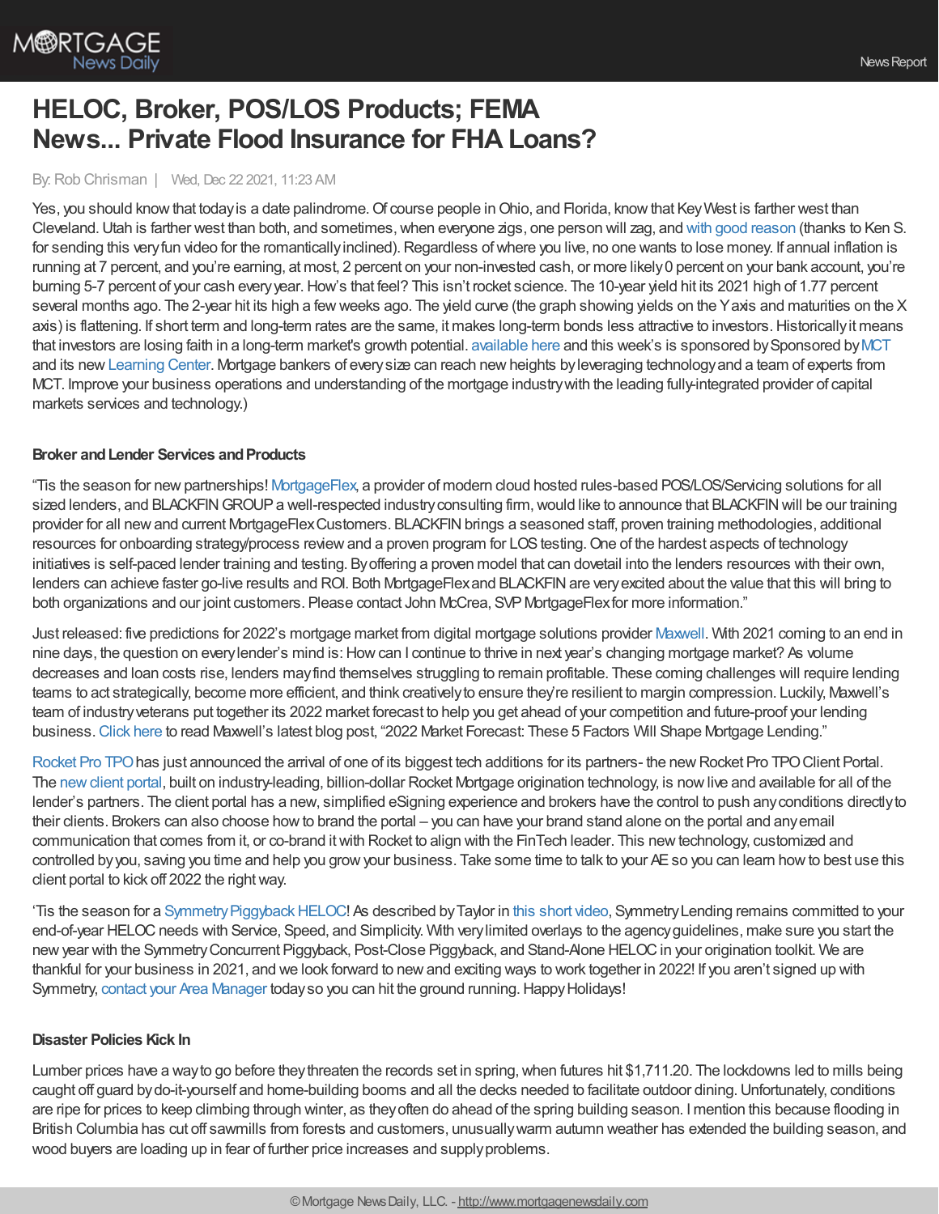# HELOC, Broker, POS/LOS Products; FEMA News... Private Flood Insurance for FHA Loans?

By: Rob Chrisman | Wed, Dec 22 2021, 11:23 AM

Yes, you should know that today is a date palindrome. Of course people in Ohio, and Florida, know that Key West is farther west than Cleveland. Utah is farther west than both, and sometimes, when everyone zigs, one person will zag, and with good reason (thanks to Ken S. for sending this very fun video for the romantically inclined). Regardless of where you live, no one wants to lose money. If annual inflation is running at 7 percent, and you're earning, at most, 2 percent on your non-invested cash, or more likely 0 percent on your bank account, you're burning 5-7 percent of your cash every year. How's that feel? This isn't rocket science. The 10-year yield hit its 2021 high of 1.77 percent several months ago. The 2-year hit its high a few weeks ago. The yield curve (the graph showing yields on the Y axis and maturities on the X axis) is flattening. If short term and long-term rates are the same, it makes long-term bonds less attractive to investors. Historically it means that investors are losing faith in a long-term market's growth potential. available here and this week's is sponsored by Sponsored by MCT and its new Learning Center. Mortgage bankers of every size can reach new heights by leveraging technology and a team of experts from MCT. Improve your business operations and understanding of the mortgage industry with the leading fully-integrated provider of capital markets services and technology.)

### Broker and Lender Services and Products

"Tis the season for new partnerships! MortgageFlex, a provider of modern cloud hosted rules-based POS/LOS/Servicing solutions for all sized lenders, and BLACKFIN GROUP a well-respected industry consulting firm, would like to announce that BLACKFIN will be our training provider for all new and current MortgageFlex Customers. BLACKFIN brings a seasoned staff, proven training methodologies, additional resources for onboarding strategy/process review and a proven program for LOS testing. One of the hardest aspects of technology initiatives is self-paced lender training and testing. By offering a proven model that can dovetail into the lenders resources with their own, lenders can achieve faster go-live results and ROI. Both MortgageFlex and BLACKFIN are very excited about the value that this will bring to both organizations and our joint customers. Please contact John McCrea, SVP MortgageFlex for more information."

Just released: five predictions for 2022's mortgage market from digital mortgage solutions provider Maxwell. With 2021 coming to an end in nine days, the question on every lender's mind is: How can I continue to thrive in next year's changing mortgage market? As volume decreases and loan costs rise, lenders may find themselves struggling to remain profitable. These coming challenges will require lending teams to act strategically, become more efficient, and think creatively to ensure they're resilient to margin compression. Luckily, Maxwell's team of industry veterans put together its 2022 market forecast to help you get ahead of your competition and future-proof your lending business. Click here to read Maxwell's latest blog post, "2022 Market Forecast: These 5 Factors Will Shape Mortgage Lending."

Rocket Pro TPO has just announced the arrival of one of its biggest tech additions for its partners- the new Rocket Pro TPO Client Portal. The new client portal, built on industry-leading, billion-dollar Rocket Mortgage origination technology, is now live and available for all of the lender's partners. The client portal has a new, simplified eSigning experience and brokers have the control to push any conditions directly to their clients. Brokers can also choose how to brand the portal – you can have your brand stand alone on the portal and any email communication that comes from it, or co-brand it with Rocket to align with the FinTech leader. This new technology, customized and controlled by you, saving you time and help you grow your business. Take some time to talk to your AE so you can learn how to best use this client portal to kick off 2022 the right way.

'Tis the season for a Symmetry Piggyback HELOC! As described by Taylor in this short video, Symmetry Lending remains committed to your end-of-year HELOC needs with Service, Speed, and Simplicity. With very limited overlays to the agency guidelines, make sure you start the new year with the Symmetry Concurrent Piggyback, Post-Close Piggyback, and Stand-Alone HELOC in your origination toolkit. We are thankful for your business in 2021, and we look forward to new and exciting ways to work together in 2022! If you aren't signed up with Symmetry, contact your Area Manager today so you can hit the ground running. Happy Holidays!

### Disaster Policies Kick In

Lumber prices have a way to go before they threaten the records set in spring, when futures hit $1,711.20. The lockdowns led to mills being caught off guard by do-it-yourself and home-building booms and all the decks needed to facilitate outdoor dining. Unfortunately, conditions are ripe for prices to keep climbing through winter, as they often do ahead of the spring building season. I mention this because flooding in British Columbia has cut off sawmills from forests and customers, unusually warm autumn weather has extended the building season, and wood buyers are loading up in fear of further price increases and supply problems.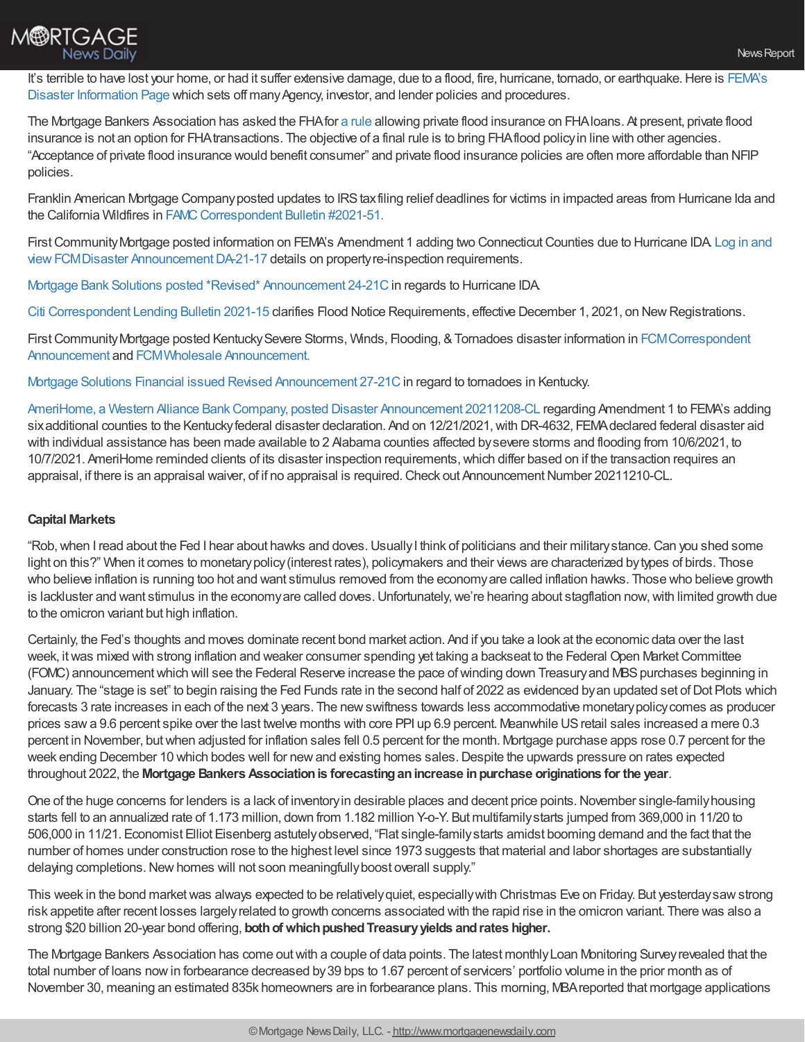It's terrible to have lost your home, or had it suffer extensive damage, due to a flood, fire, hurricane, tornado, or earthquake. Here is FEMA's Disaster Information Page which sets off many Agency, investor, and lender policies and procedures.

The Mortgage Bankers Association has asked the FHA for a rule allowing private flood insurance on FHA loans. At present, private flood insurance is not an option for FHA transactions. The objective of a final rule is to bring FHA flood policy in line with other agencies. "Acceptance of private flood insurance would benefit consumer" and private flood insurance policies are often more affordable than NFIP policies.

Franklin American Mortgage Company posted updates to IRS tax filing relief deadlines for victims in impacted areas from Hurricane Ida and the California Wildfires in FAMC Correspondent Bulletin #2021-51.

First Community Mortgage posted information on FEMA's Amendment 1 adding two Connecticut Counties due to Hurricane IDA. Log in and view FCM Disaster Announcement DA-21-17 details on property re-inspection requirements.

Mortgage Bank Solutions posted *Revised* Announcement 24-21C in regards to Hurricane IDA.

Citi Correspondent Lending Bulletin 2021-15 clarifies Flood Notice Requirements, effective December 1, 2021, on New Registrations.

First Community Mortgage posted Kentucky Severe Storms, Winds, Flooding, & Tornadoes disaster information in FCM Correspondent Announcement and FCM Wholesale Announcement.

Mortgage Solutions Financial issued Revised Announcement 27-21C in regard to tornadoes in Kentucky.

AmeriHome, a Western Alliance Bank Company, posted Disaster Announcement 20211208-CL regarding Amendment 1 to FEMA's adding six additional counties to the Kentucky federal disaster declaration. And on 12/21/2021, with DR-4632, FEMA declared federal disaster aid with individual assistance has been made available to 2 Alabama counties affected by severe storms and flooding from 10/6/2021, to 10/7/2021. AmeriHome reminded clients of its disaster inspection requirements, which differ based on if the transaction requires an appraisal, if there is an appraisal waiver, of if no appraisal is required. Check out Announcement Number 20211210-CL.

**Capital Markets**

"Rob, when I read about the Fed I hear about hawks and doves. Usually I think of politicians and their military stance. Can you shed some light on this?" When it comes to monetary policy (interest rates), policymakers and their views are characterized by types of birds. Those who believe inflation is running too hot and want stimulus removed from the economy are called inflation hawks. Those who believe growth is lackluster and want stimulus in the economy are called doves. Unfortunately, we're hearing about stagflation now, with limited growth due to the omicron variant but high inflation.

Certainly, the Fed's thoughts and moves dominate recent bond market action. And if you take a look at the economic data over the last week, it was mixed with strong inflation and weaker consumer spending yet taking a backseat to the Federal Open Market Committee (FOMC) announcement which will see the Federal Reserve increase the pace of winding down Treasury and MBS purchases beginning in January. The "stage is set" to begin raising the Fed Funds rate in the second half of 2022 as evidenced by an updated set of Dot Plots which forecasts 3 rate increases in each of the next 3 years. The new swiftness towards less accommodative monetary policy comes as producer prices saw a 9.6 percent spike over the last twelve months with core PPI up 6.9 percent. Meanwhile US retail sales increased a mere 0.3 percent in November, but when adjusted for inflation sales fell 0.5 percent for the month. Mortgage purchase apps rose 0.7 percent for the week ending December 10 which bodes well for new and existing homes sales. Despite the upwards pressure on rates expected throughout 2022, the **Mortgage Bankers Association is forecasting an increase in purchase originations for the year**.

One of the huge concerns for lenders is a lack of inventory in desirable places and decent price points. November single-family housing starts fell to an annualized rate of 1.173 million, down from 1.182 million Y-o-Y. But multifamily starts jumped from 369,000 in 11/20 to 506,000 in 11/21. Economist Elliot Eisenberg astutely observed, "Flat single-family starts amidst booming demand and the fact that the number of homes under construction rose to the highest level since 1973 suggests that material and labor shortages are substantially delaying completions. New homes will not soon meaningfully boost overall supply."

This week in the bond market was always expected to be relatively quiet, especially with Christmas Eve on Friday. But yesterday saw strong risk appetite after recent losses largely related to growth concerns associated with the rapid rise in the omicron variant. There was also a strong $20 billion 20-year bond offering, **both of which pushed Treasury yields and rates higher.**

The Mortgage Bankers Association has come out with a couple of data points. The latest monthly Loan Monitoring Survey revealed that the total number of loans now in forbearance decreased by 39 bps to 1.67 percent of servicers' portfolio volume in the prior month as of November 30, meaning an estimated 835k homeowners are in forbearance plans. This morning, MBA reported that mortgage applications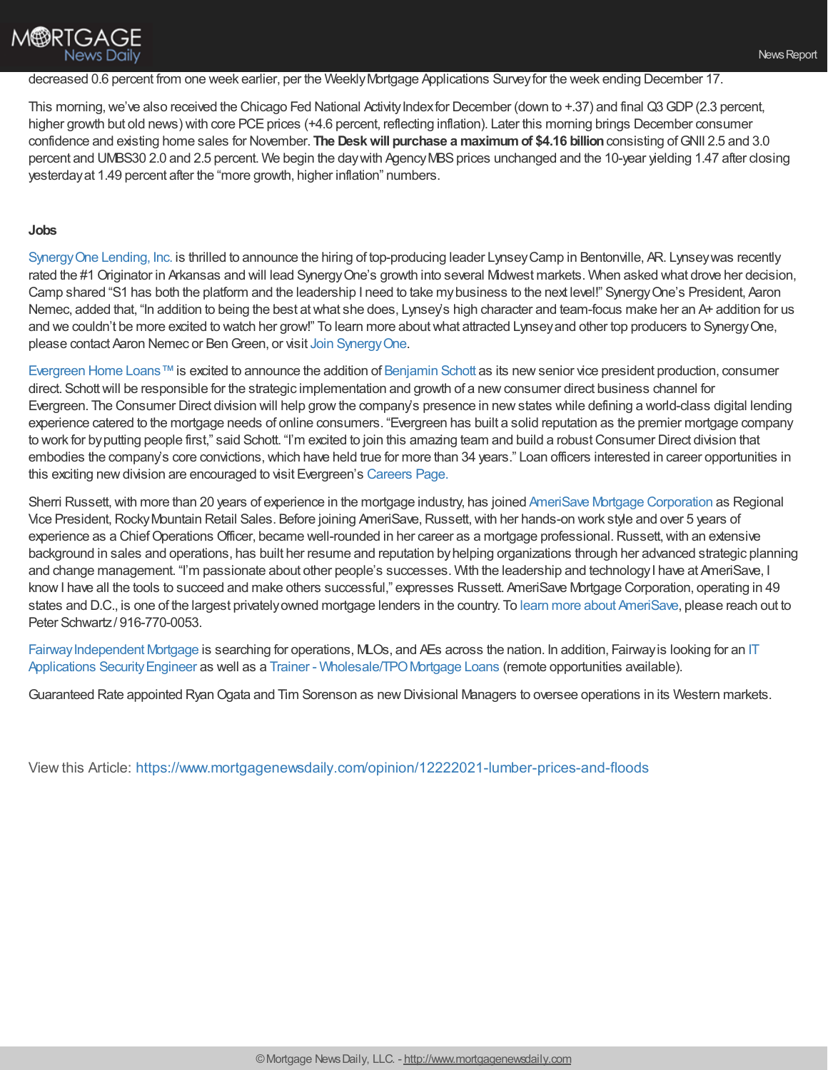decreased 0.6 percent from one week earlier, per the Weekly Mortgage Applications Survey for the week ending December 17.

This morning, we've also received the Chicago Fed National Activity Index for December (down to +.37) and final Q3 GDP (2.3 percent, higher growth but old news) with core PCE prices (+4.6 percent, reflecting inflation). Later this morning brings December consumer confidence and existing home sales for November. **The Desk will purchase a maximum of $4.16 billion** consisting of GNII 2.5 and 3.0 percent and UMBS30 2.0 and 2.5 percent. We begin the day with Agency MBS prices unchanged and the 10-year yielding 1.47 after closing yesterday at 1.49 percent after the "more growth, higher inflation" numbers.

**Jobs**

Synergy One Lending, Inc. is thrilled to announce the hiring of top-producing leader Lynsey Camp in Bentonville, AR. Lynsey was recently rated the #1 Originator in Arkansas and will lead Synergy One's growth into several Midwest markets. When asked what drove her decision, Camp shared "S1 has both the platform and the leadership I need to take my business to the next level!" Synergy One's President, Aaron Nemec, added that, "In addition to being the best at what she does, Lynsey's high character and team-focus make her an A+ addition for us and we couldn't be more excited to watch her grow!" To learn more about what attracted Lynsey and other top producers to Synergy One, please contact Aaron Nemec or Ben Green, or visit Join Synergy One.

Evergreen Home Loans™ is excited to announce the addition of Benjamin Schott as its new senior vice president production, consumer direct. Schott will be responsible for the strategic implementation and growth of a new consumer direct business channel for Evergreen. The Consumer Direct division will help grow the company's presence in new states while defining a world-class digital lending experience catered to the mortgage needs of online consumers. "Evergreen has built a solid reputation as the premier mortgage company to work for by putting people first," said Schott. "I'm excited to join this amazing team and build a robust Consumer Direct division that embodies the company's core convictions, which have held true for more than 34 years." Loan officers interested in career opportunities in this exciting new division are encouraged to visit Evergreen's Careers Page.

Sherri Russett, with more than 20 years of experience in the mortgage industry, has joined AmeriSave Mortgage Corporation as Regional Vice President, Rocky Mountain Retail Sales. Before joining AmeriSave, Russett, with her hands-on work style and over 5 years of experience as a Chief Operations Officer, became well-rounded in her career as a mortgage professional. Russett, with an extensive background in sales and operations, has built her resume and reputation by helping organizations through her advanced strategic planning and change management. "I'm passionate about other people's successes. With the leadership and technology I have at AmeriSave, I know I have all the tools to succeed and make others successful," expresses Russett. AmeriSave Mortgage Corporation, operating in 49 states and D.C., is one of the largest privately owned mortgage lenders in the country. To learn more about AmeriSave, please reach out to Peter Schwartz / 916-770-0053.

Fairway Independent Mortgage is searching for operations, MLOs, and AEs across the nation. In addition, Fairway is looking for an IT Applications Security Engineer as well as a Trainer - Wholesale/TPO Mortgage Loans (remote opportunities available).

Guaranteed Rate appointed Ryan Ogata and Tim Sorenson as new Divisional Managers to oversee operations in its Western markets.

View this Article: https://www.mortgagenewsdaily.com/opinion/12222021-lumber-prices-and-floods